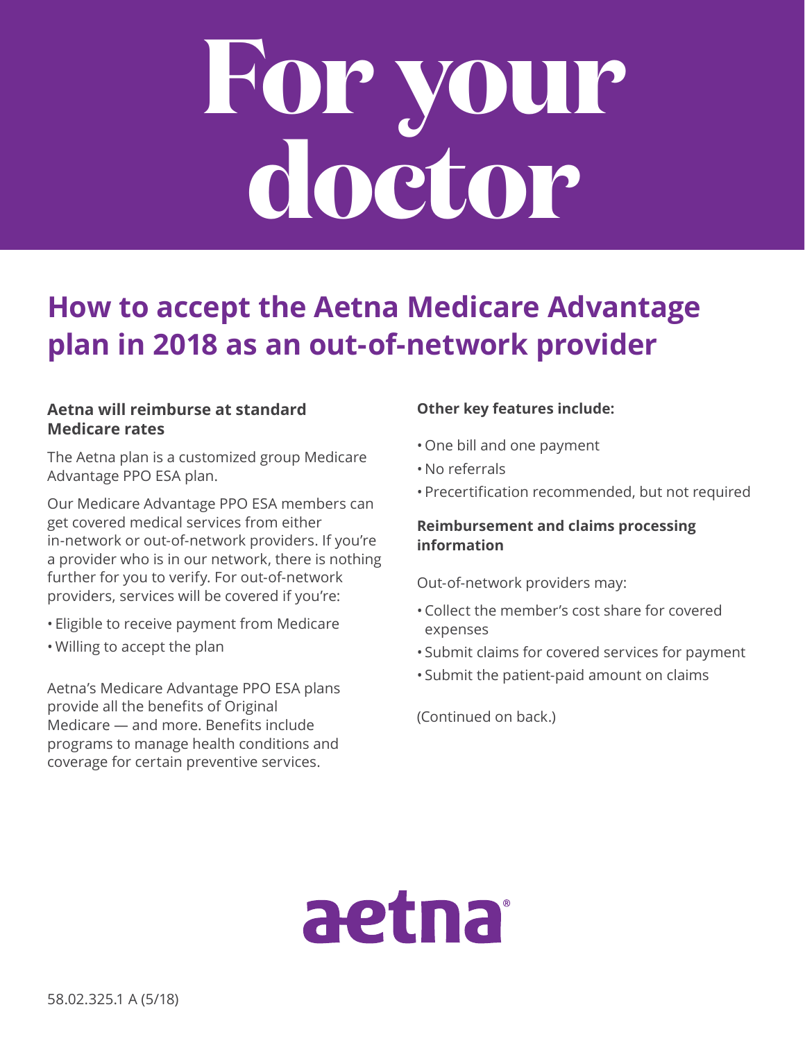# For your doctor

## How to accept the Aetna Medicare Advantage plan in 2018 as an out-of-network provider

### Aetna will reimburse at standard Medicare rates

The Aetna plan is a customized group Medicare Advantage PPO ESA plan.

Our Medicare Advantage PPO ESA members can get covered medical services from either in-network or out-of-network providers. If you're a provider who is in our network, there is nothing further for you to verify. For out-of-network providers, services will be covered if you're:

- Eligible to receive payment from Medicare
- Willing to accept the plan

Aetna's Medicare Advantage PPO ESA plans provide all the benefits of Original Medicare — and more. Benefits include programs to manage health conditions and coverage for certain preventive services.

### Other key features include:

- One bill and one payment
- No referrals
- Precertification recommended, but not required

### Reimbursement and claims processing information

Out-of-network providers may:

- Collect the member's cost share for covered expenses
- Submit claims for covered services for payment
- Submit the patient-paid amount on claims

(Continued on back.)

aetna®

58.02.325.1 A (5/18)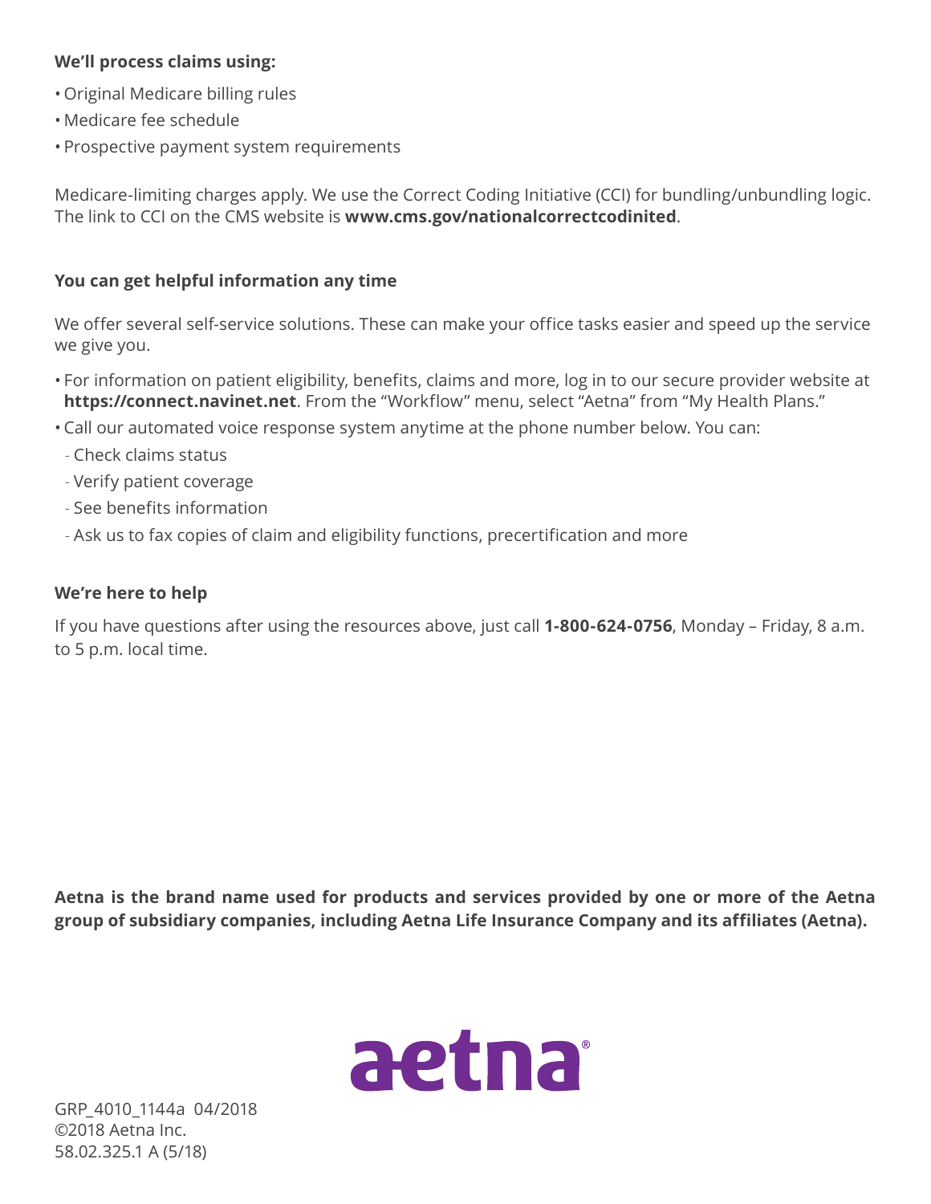**We'll process claims using:**

- Original Medicare billing rules
- Medicare fee schedule
- Prospective payment system requirements

Medicare-limiting charges apply. We use the Correct Coding Initiative (CCI) for bundling/unbundling logic. The link to CCI on the CMS website is **www.cms.gov/nationalcorrectcodinited**.

**You can get helpful information any time**

We offer several self-service solutions. These can make your office tasks easier and speed up the service we give you.

- For information on patient eligibility, benefits, claims and more, log in to our secure provider website at **https://connect.navinet.net**. From the "Workflow" menu, select "Aetna" from "My Health Plans."
- Call our automated voice response system anytime at the phone number below. You can:
  - Check claims status
  - Verify patient coverage
  - See benefits information
  - Ask us to fax copies of claim and eligibility functions, precertification and more

**We're here to help**

If you have questions after using the resources above, just call **1-800-624-0756**, Monday – Friday, 8 a.m. to 5 p.m. local time.

**Aetna is the brand name used for products and services provided by one or more of the Aetna group of subsidiary companies, including Aetna Life Insurance Company and its affiliates (Aetna).**

aetna®

GRP_4010_1144a 04/2018
©2018 Aetna Inc.
58.02.325.1 A (5/18)